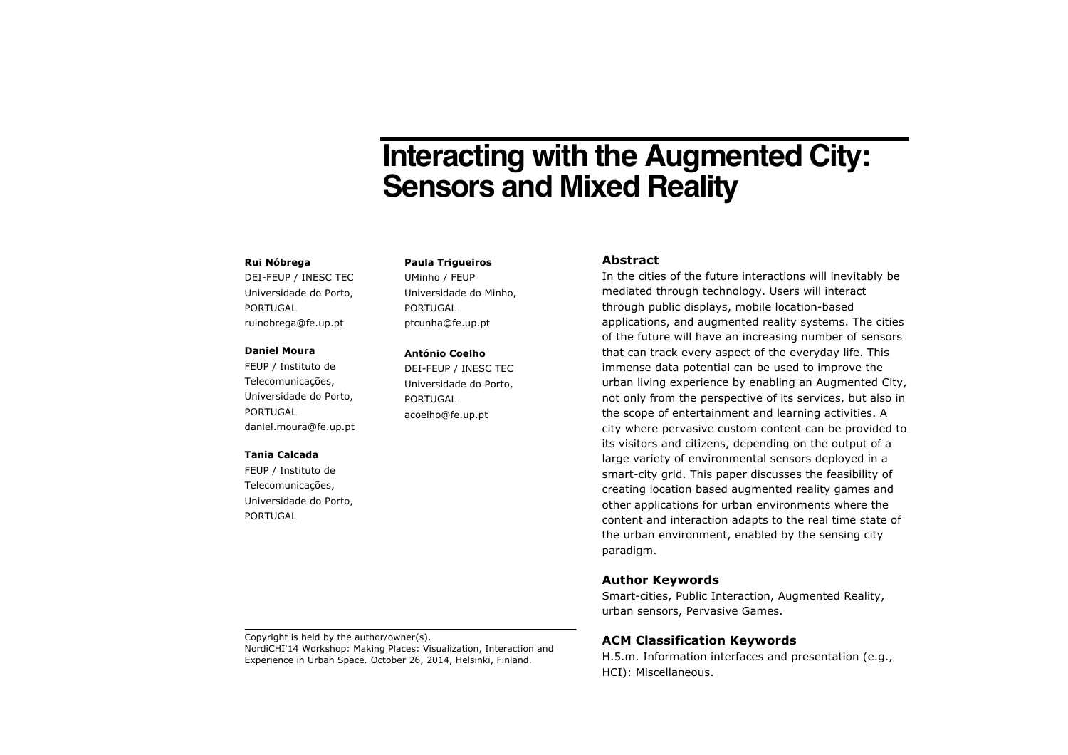# Interacting with the Augmented City: Sensors and Mixed Reality

**Rui Nóbrega**
DEI-FEUP / INESC TEC
Universidade do Porto,
PORTUGAL
ruinobrega@fe.up.pt

**Daniel Moura**
FEUP / Instituto de
Telecomunicações,
Universidade do Porto,
PORTUGAL
daniel.moura@fe.up.pt

**Tania Calcada**
FEUP / Instituto de
Telecomunicações,
Universidade do Porto,
PORTUGAL

**Paula Trigueiros**
UMinho / FEUP
Universidade do Minho,
PORTUGAL
ptcunha@fe.up.pt

**António Coelho**
DEI-FEUP / INESC TEC
Universidade do Porto,
PORTUGAL
acoelho@fe.up.pt

Copyright is held by the author/owner(s).
NordiCHI'14 Workshop: Making Places: Visualization, Interaction and Experience in Urban Space. October 26, 2014, Helsinki, Finland.

## Abstract

In the cities of the future interactions will inevitably be mediated through technology. Users will interact through public displays, mobile location-based applications, and augmented reality systems. The cities of the future will have an increasing number of sensors that can track every aspect of the everyday life. This immense data potential can be used to improve the urban living experience by enabling an Augmented City, not only from the perspective of its services, but also in the scope of entertainment and learning activities. A city where pervasive custom content can be provided to its visitors and citizens, depending on the output of a large variety of environmental sensors deployed in a smart-city grid. This paper discusses the feasibility of creating location based augmented reality games and other applications for urban environments where the content and interaction adapts to the real time state of the urban environment, enabled by the sensing city paradigm.

## Author Keywords

Smart-cities, Public Interaction, Augmented Reality, urban sensors, Pervasive Games.

## ACM Classification Keywords

H.5.m. Information interfaces and presentation (e.g., HCI): Miscellaneous.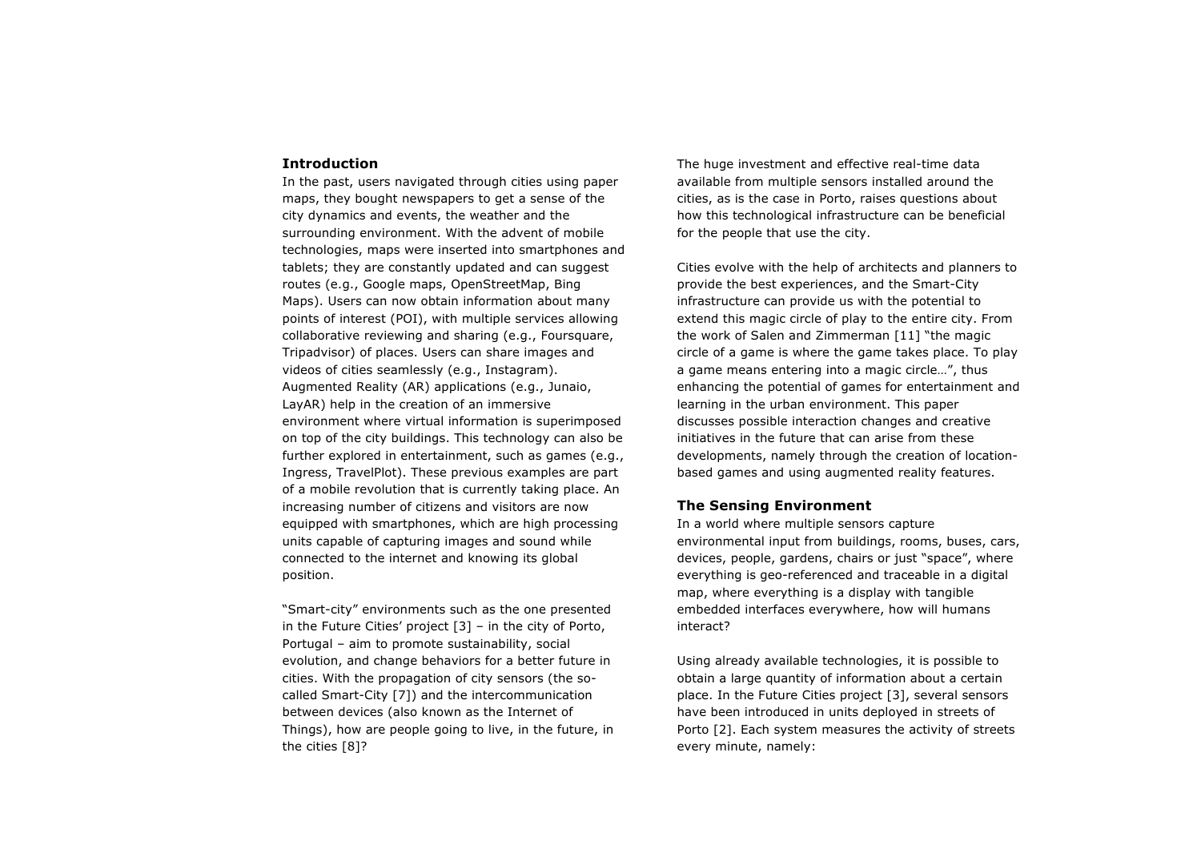## Introduction

In the past, users navigated through cities using paper maps, they bought newspapers to get a sense of the city dynamics and events, the weather and the surrounding environment. With the advent of mobile technologies, maps were inserted into smartphones and tablets; they are constantly updated and can suggest routes (e.g., Google maps, OpenStreetMap, Bing Maps). Users can now obtain information about many points of interest (POI), with multiple services allowing collaborative reviewing and sharing (e.g., Foursquare, Tripadvisor) of places. Users can share images and videos of cities seamlessly (e.g., Instagram). Augmented Reality (AR) applications (e.g., Junaio, LayAR) help in the creation of an immersive environment where virtual information is superimposed on top of the city buildings. This technology can also be further explored in entertainment, such as games (e.g., Ingress, TravelPlot). These previous examples are part of a mobile revolution that is currently taking place. An increasing number of citizens and visitors are now equipped with smartphones, which are high processing units capable of capturing images and sound while connected to the internet and knowing its global position.

"Smart-city" environments such as the one presented in the Future Cities' project [3] – in the city of Porto, Portugal – aim to promote sustainability, social evolution, and change behaviors for a better future in cities. With the propagation of city sensors (the so-called Smart-City [7]) and the intercommunication between devices (also known as the Internet of Things), how are people going to live, in the future, in the cities [8]?

The huge investment and effective real-time data available from multiple sensors installed around the cities, as is the case in Porto, raises questions about how this technological infrastructure can be beneficial for the people that use the city.

Cities evolve with the help of architects and planners to provide the best experiences, and the Smart-City infrastructure can provide us with the potential to extend this magic circle of play to the entire city. From the work of Salen and Zimmerman [11] "the magic circle of a game is where the game takes place. To play a game means entering into a magic circle…", thus enhancing the potential of games for entertainment and learning in the urban environment. This paper discusses possible interaction changes and creative initiatives in the future that can arise from these developments, namely through the creation of location-based games and using augmented reality features.

## The Sensing Environment

In a world where multiple sensors capture environmental input from buildings, rooms, buses, cars, devices, people, gardens, chairs or just "space", where everything is geo-referenced and traceable in a digital map, where everything is a display with tangible embedded interfaces everywhere, how will humans interact?

Using already available technologies, it is possible to obtain a large quantity of information about a certain place. In the Future Cities project [3], several sensors have been introduced in units deployed in streets of Porto [2]. Each system measures the activity of streets every minute, namely: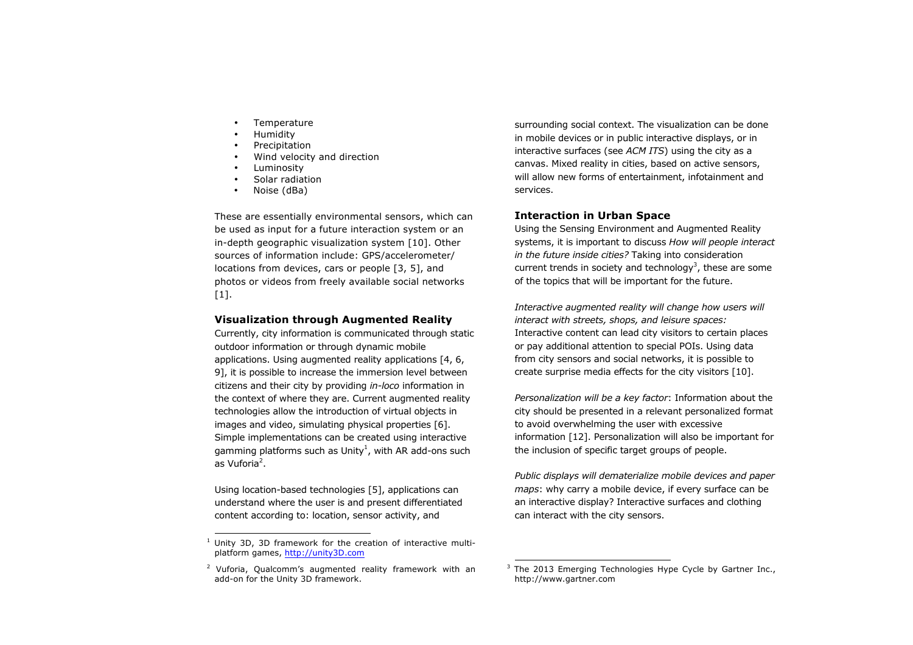- Temperature
- Humidity
- Precipitation
- Wind velocity and direction
- Luminosity
- Solar radiation
- Noise (dBa)

These are essentially environmental sensors, which can be used as input for a future interaction system or an in-depth geographic visualization system [10]. Other sources of information include: GPS/accelerometer/ locations from devices, cars or people [3, 5], and photos or videos from freely available social networks [1].

## Visualization through Augmented Reality

Currently, city information is communicated through static outdoor information or through dynamic mobile applications. Using augmented reality applications [4, 6, 9], it is possible to increase the immersion level between citizens and their city by providing *in-loco* information in the context of where they are. Current augmented reality technologies allow the introduction of virtual objects in images and video, simulating physical properties [6]. Simple implementations can be created using interactive gamming platforms such as Unity[1], with AR add-ons such as Vuforia[2].

Using location-based technologies [5], applications can understand where the user is and present differentiated content according to: location, sensor activity, and surrounding social context. The visualization can be done in mobile devices or in public interactive displays, or in interactive surfaces (see *ACM ITS*) using the city as a canvas. Mixed reality in cities, based on active sensors, will allow new forms of entertainment, infotainment and services.

## Interaction in Urban Space

Using the Sensing Environment and Augmented Reality systems, it is important to discuss *How will people interact in the future inside cities?* Taking into consideration current trends in society and technology[3], these are some of the topics that will be important for the future.

*Interactive augmented reality will change how users will interact with streets, shops, and leisure spaces:* Interactive content can lead city visitors to certain places or pay additional attention to special POIs. Using data from city sensors and social networks, it is possible to create surprise media effects for the city visitors [10].

*Personalization will be a key factor*: Information about the city should be presented in a relevant personalized format to avoid overwhelming the user with excessive information [12]. Personalization will also be important for the inclusion of specific target groups of people.

*Public displays will dematerialize mobile devices and paper maps*: why carry a mobile device, if every surface can be an interactive display? Interactive surfaces and clothing can interact with the city sensors.

---

[1] Unity 3D, 3D framework for the creation of interactive multi-platform games, http://unity3D.com

[2] Vuforia, Qualcomm's augmented reality framework with an add-on for the Unity 3D framework.

[3] The 2013 Emerging Technologies Hype Cycle by Gartner Inc., http://www.gartner.com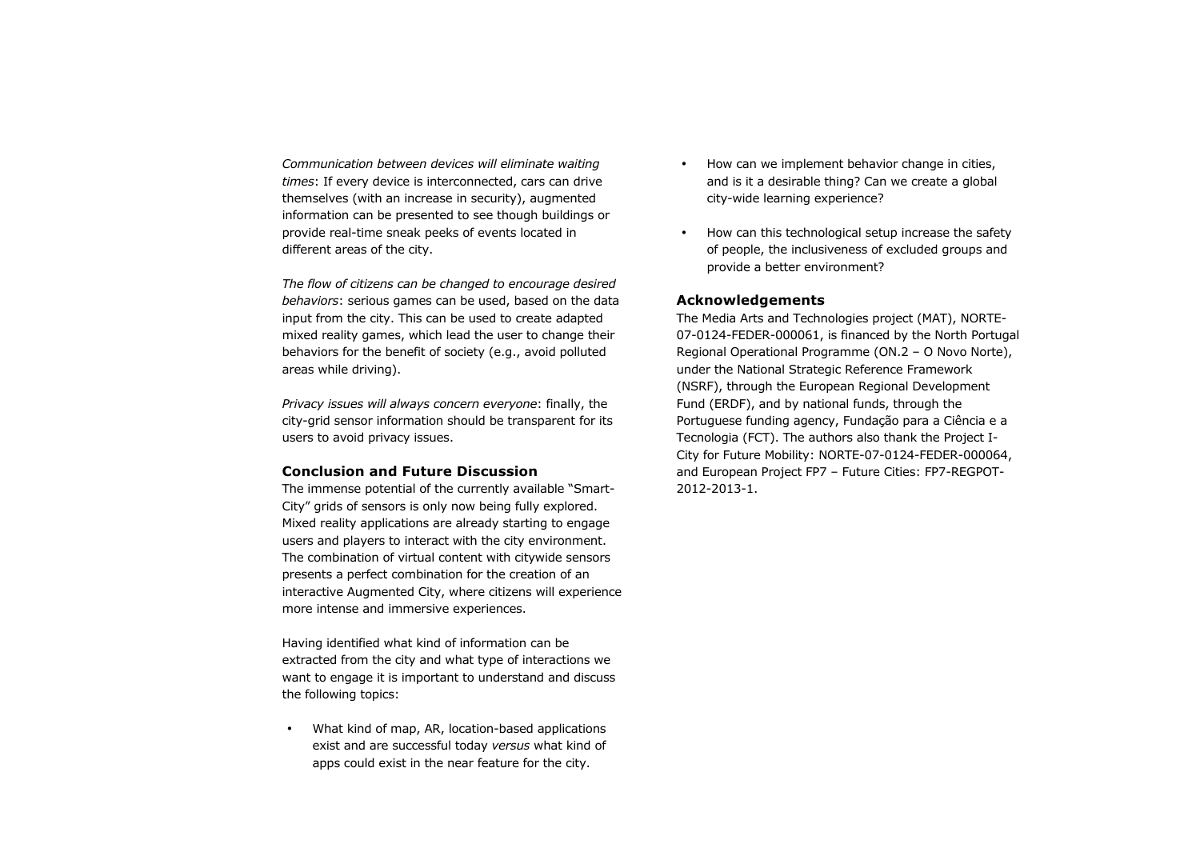*Communication between devices will eliminate waiting times*: If every device is interconnected, cars can drive themselves (with an increase in security), augmented information can be presented to see though buildings or provide real-time sneak peeks of events located in different areas of the city.

*The flow of citizens can be changed to encourage desired behaviors*: serious games can be used, based on the data input from the city. This can be used to create adapted mixed reality games, which lead the user to change their behaviors for the benefit of society (e.g., avoid polluted areas while driving).

*Privacy issues will always concern everyone*: finally, the city-grid sensor information should be transparent for its users to avoid privacy issues.

### Conclusion and Future Discussion

The immense potential of the currently available "Smart-City" grids of sensors is only now being fully explored. Mixed reality applications are already starting to engage users and players to interact with the city environment. The combination of virtual content with citywide sensors presents a perfect combination for the creation of an interactive Augmented City, where citizens will experience more intense and immersive experiences.

Having identified what kind of information can be extracted from the city and what type of interactions we want to engage it is important to understand and discuss the following topics:

- What kind of map, AR, location-based applications exist and are successful today *versus* what kind of apps could exist in the near feature for the city.
- How can we implement behavior change in cities, and is it a desirable thing? Can we create a global city-wide learning experience?
- How can this technological setup increase the safety of people, the inclusiveness of excluded groups and provide a better environment?

### Acknowledgements

The Media Arts and Technologies project (MAT), NORTE-07-0124-FEDER-000061, is financed by the North Portugal Regional Operational Programme (ON.2 – O Novo Norte), under the National Strategic Reference Framework (NSRF), through the European Regional Development Fund (ERDF), and by national funds, through the Portuguese funding agency, Fundação para a Ciência e a Tecnologia (FCT). The authors also thank the Project I-City for Future Mobility: NORTE-07-0124-FEDER-000064, and European Project FP7 – Future Cities: FP7-REGPOT-2012-2013-1.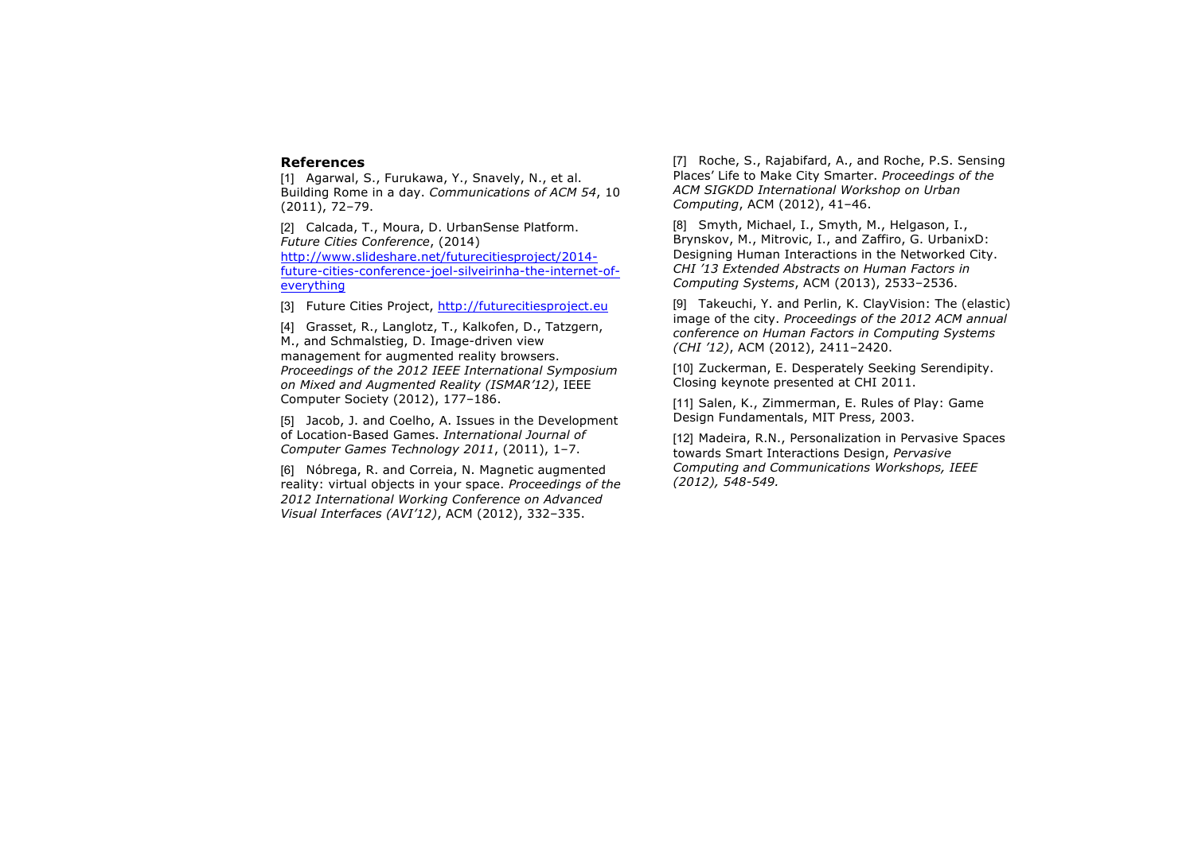## References

[1] Agarwal, S., Furukawa, Y., Snavely, N., et al. Building Rome in a day. *Communications of ACM 54*, 10 (2011), 72–79.

[2] Calcada, T., Moura, D. UrbanSense Platform. *Future Cities Conference*, (2014) http://www.slideshare.net/futurecitiesproject/2014-future-cities-conference-joel-silveirinha-the-internet-of-everything

[3] Future Cities Project, http://futurecitiesproject.eu

[4] Grasset, R., Langlotz, T., Kalkofen, D., Tatzgern, M., and Schmalstieg, D. Image-driven view management for augmented reality browsers. *Proceedings of the 2012 IEEE International Symposium on Mixed and Augmented Reality (ISMAR'12)*, IEEE Computer Society (2012), 177–186.

[5] Jacob, J. and Coelho, A. Issues in the Development of Location-Based Games. *International Journal of Computer Games Technology 2011*, (2011), 1–7.

[6] Nóbrega, R. and Correia, N. Magnetic augmented reality: virtual objects in your space. *Proceedings of the 2012 International Working Conference on Advanced Visual Interfaces (AVI'12)*, ACM (2012), 332–335.

[7] Roche, S., Rajabifard, A., and Roche, P.S. Sensing Places' Life to Make City Smarter. *Proceedings of the ACM SIGKDD International Workshop on Urban Computing*, ACM (2012), 41–46.

[8] Smyth, Michael, I., Smyth, M., Helgason, I., Brynskov, M., Mitrovic, I., and Zaffiro, G. UrbanixD: Designing Human Interactions in the Networked City. *CHI '13 Extended Abstracts on Human Factors in Computing Systems*, ACM (2013), 2533–2536.

[9] Takeuchi, Y. and Perlin, K. ClayVision: The (elastic) image of the city. *Proceedings of the 2012 ACM annual conference on Human Factors in Computing Systems (CHI '12)*, ACM (2012), 2411–2420.

[10] Zuckerman, E. Desperately Seeking Serendipity. Closing keynote presented at CHI 2011.

[11] Salen, K., Zimmerman, E. Rules of Play: Game Design Fundamentals, MIT Press, 2003.

[12] Madeira, R.N., Personalization in Pervasive Spaces towards Smart Interactions Design, *Pervasive Computing and Communications Workshops, IEEE (2012), 548-549.*